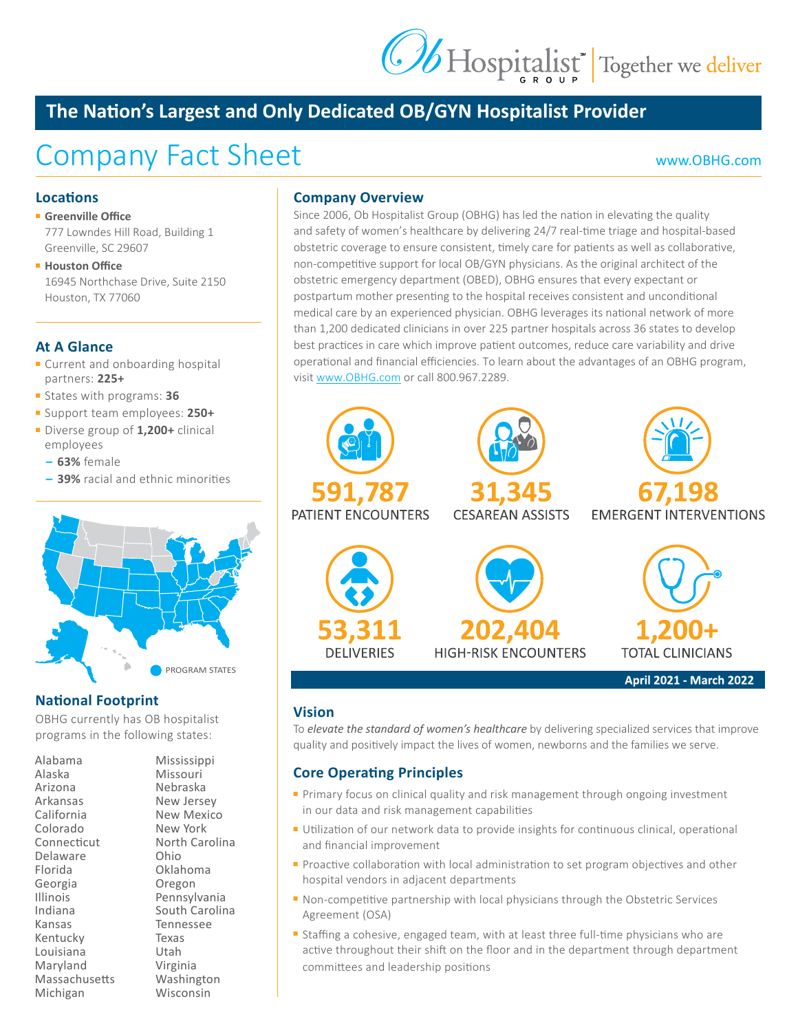Ob Hospitalist GROUP | Together we deliver

# The Nation's Largest and Only Dedicated OB/GYN Hospitalist Provider

# Company Fact Sheet

www.OBHG.com

## Locations

- **Greenville Office**
  777 Lowndes Hill Road, Building 1
  Greenville, SC 29607
- **Houston Office**
  16945 Northchase Drive, Suite 2150
  Houston, TX 77060

## At A Glance

- Current and onboarding hospital partners: **225+**
- States with programs: **36**
- Support team employees: **250+**
- Diverse group of **1,200+** clinical employees
  - **63%** female
  - **39%** racial and ethnic minorities

PROGRAM STATES

## National Footprint

OBHG currently has OB hospitalist programs in the following states:

Alabama
Alaska
Arizona
Arkansas
California
Colorado
Connecticut
Delaware
Florida
Georgia
Illinois
Indiana
Kansas
Kentucky
Louisiana
Maryland
Massachusetts
Michigan
Mississippi
Missouri
Nebraska
New Jersey
New Mexico
New York
North Carolina
Ohio
Oklahoma
Oregon
Pennsylvania
South Carolina
Tennessee
Texas
Utah
Virginia
Washington
Wisconsin

## Company Overview

Since 2006, Ob Hospitalist Group (OBHG) has led the nation in elevating the quality and safety of women's healthcare by delivering 24/7 real-time triage and hospital-based obstetric coverage to ensure consistent, timely care for patients as well as collaborative, non-competitive support for local OB/GYN physicians. As the original architect of the obstetric emergency department (OBED), OBHG ensures that every expectant or postpartum mother presenting to the hospital receives consistent and unconditional medical care by an experienced physician. OBHG leverages its national network of more than 1,200 dedicated clinicians in over 225 partner hospitals across 36 states to develop best practices in care which improve patient outcomes, reduce care variability and drive operational and financial efficiencies. To learn about the advantages of an OBHG program, visit www.OBHG.com or call 800.967.2289.

**591,787** PATIENT ENCOUNTERS

**31,345** CESAREAN ASSISTS

**67,198** EMERGENT INTERVENTIONS

**53,311** DELIVERIES

**202,404** HIGH-RISK ENCOUNTERS

**1,200+** TOTAL CLINICIANS

**April 2021 - March 2022**

## Vision

To *elevate the standard of women's healthcare* by delivering specialized services that improve quality and positively impact the lives of women, newborns and the families we serve.

## Core Operating Principles

- Primary focus on clinical quality and risk management through ongoing investment in our data and risk management capabilities
- Utilization of our network data to provide insights for continuous clinical, operational and financial improvement
- Proactive collaboration with local administration to set program objectives and other hospital vendors in adjacent departments
- Non-competitive partnership with local physicians through the Obstetric Services Agreement (OSA)
- Staffing a cohesive, engaged team, with at least three full-time physicians who are active throughout their shift on the floor and in the department through department committees and leadership positions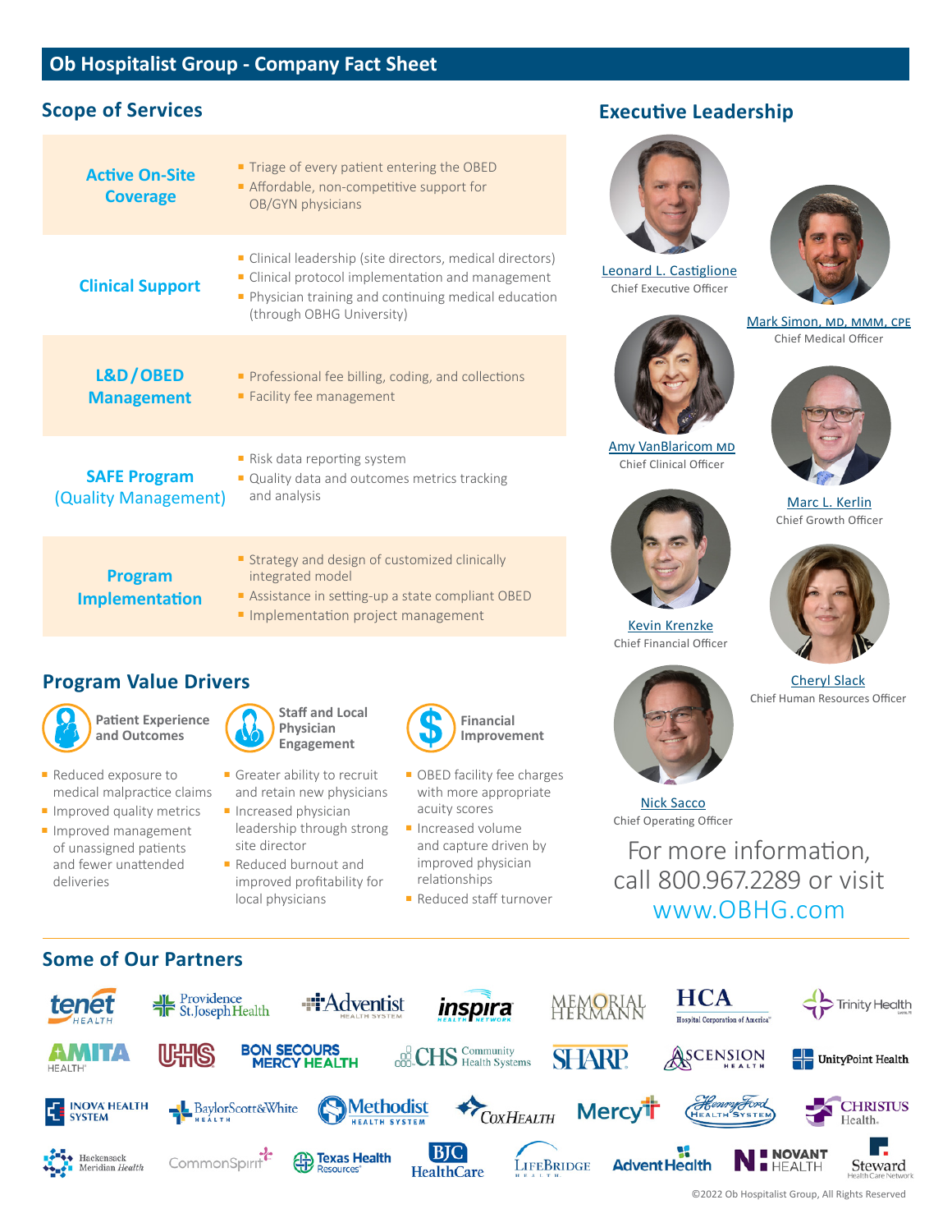# Ob Hospitalist Group - Company Fact Sheet

## Scope of Services

| | |
|---|---|
| **Active On-Site Coverage** | ▪ Triage of every patient entering the OBED<br>▪ Affordable, non-competitive support for OB/GYN physicians |
| **Clinical Support** | ▪ Clinical leadership (site directors, medical directors)<br>▪ Clinical protocol implementation and management<br>▪ Physician training and continuing medical education (through OBHG University) |
| **L&D / OBED Management** | ▪ Professional fee billing, coding, and collections<br>▪ Facility fee management |
| **SAFE Program (Quality Management)** | ▪ Risk data reporting system<br>▪ Quality data and outcomes metrics tracking and analysis |
| **Program Implementation** | ▪ Strategy and design of customized clinically integrated model<br>▪ Assistance in setting-up a state compliant OBED<br>▪ Implementation project management |

## Program Value Drivers

### Patient Experience and Outcomes

- Reduced exposure to medical malpractice claims
- Improved quality metrics
- Improved management of unassigned patients and fewer unattended deliveries

### Staff and Local Physician Engagement

- Greater ability to recruit and retain new physicians
- Increased physician leadership through strong site director
- Reduced burnout and improved profitability for local physicians

### Financial Improvement

- OBED facility fee charges with more appropriate acuity scores
- Increased volume and capture driven by improved physician relationships
- Reduced staff turnover

## Executive Leadership

Leonard L. Castiglione
Chief Executive Officer

Mark Simon, MD, MMM, CPE
Chief Medical Officer

Amy VanBlaricom MD
Chief Clinical Officer

Marc L. Kerlin
Chief Growth Officer

Kevin Krenzke
Chief Financial Officer

Cheryl Slack
Chief Human Resources Officer

Nick Sacco
Chief Operating Officer

For more information, call 800.967.2289 or visit www.OBHG.com

## Some of Our Partners

Tenet Health, Providence St. Joseph Health, Adventist Health System, Inspira Health Network, Memorial Hermann, HCA Hospital Corporation of America, Trinity Health, AMITA Health, UHS, Bon Secours Mercy Health, CHS Community Health Systems, Sharp, Ascension Health, UnityPoint Health, Inova Health System, Baylor Scott & White Health, Methodist Health System, CoxHealth, Mercy, Henry Ford Health System, CHRISTUS Health, Hackensack Meridian Health, CommonSpirit, Texas Health Resources, BJC HealthCare, LifeBridge Health, AdventHealth, Novant Health, Steward Health Care Network

©2022 Ob Hospitalist Group, All Rights Reserved